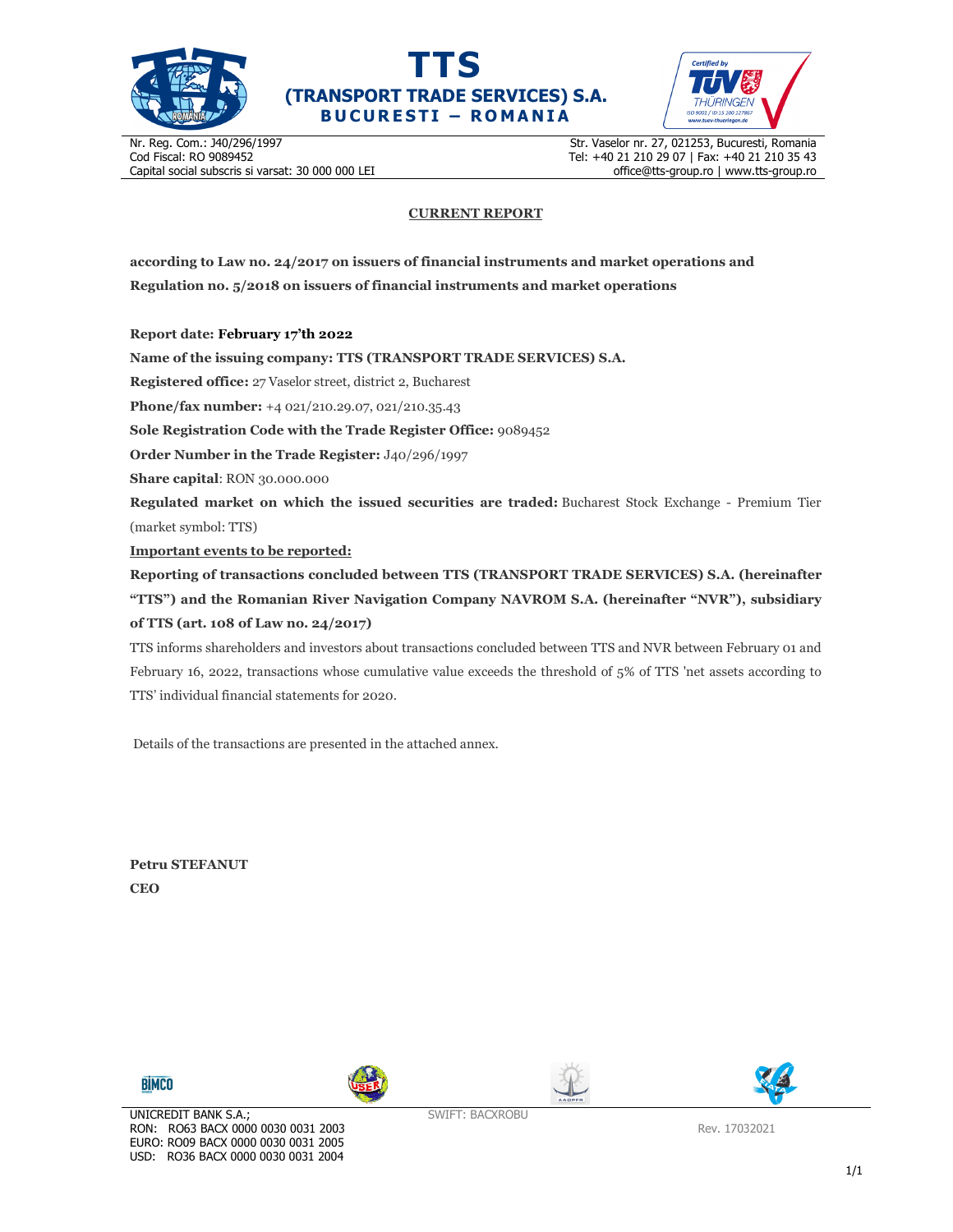# TTS (TRANSPORT TRADE SERVICES) S.A.

**BUCURESTI – ROMANIA**

Nr. Reg. Com.: J40/296/1997
Cod Fiscal: RO 9089452
Capital social subscris si varsat: 30 000 000 LEI

Str. Vaselor nr. 27, 021253, Bucuresti, Romania
Tel: +40 21 210 29 07 | Fax: +40 21 210 35 43
office@tts-group.ro | www.tts-group.ro

## CURRENT REPORT

**according to Law no. 24/2017 on issuers of financial instruments and market operations and Regulation no. 5/2018 on issuers of financial instruments and market operations**

**Report date: February 17'th 2022**

**Name of the issuing company: TTS (TRANSPORT TRADE SERVICES) S.A.**

**Registered office:** 27 Vaselor street, district 2, Bucharest

**Phone/fax number:** +4 021/210.29.07, 021/210.35.43

**Sole Registration Code with the Trade Register Office:** 9089452

**Order Number in the Trade Register:** J40/296/1997

**Share capital**: RON 30.000.000

**Regulated market on which the issued securities are traded:** Bucharest Stock Exchange - Premium Tier (market symbol: TTS)

**Important events to be reported:**

**Reporting of transactions concluded between TTS (TRANSPORT TRADE SERVICES) S.A. (hereinafter "TTS") and the Romanian River Navigation Company NAVROM S.A. (hereinafter "NVR"), subsidiary of TTS (art. 108 of Law no. 24/2017)**

TTS informs shareholders and investors about transactions concluded between TTS and NVR between February 01 and February 16, 2022, transactions whose cumulative value exceeds the threshold of 5% of TTS 'net assets according to TTS' individual financial statements for 2020.

Details of the transactions are presented in the attached annex.

**Petru STEFANUT**
**CEO**

UNICREDIT BANK S.A.;
RON: RO63 BACX 0000 0030 0031 2003
EURO: RO09 BACX 0000 0030 0031 2005
USD: RO36 BACX 0000 0030 0031 2004

SWIFT: BACXROBU

Rev. 17032021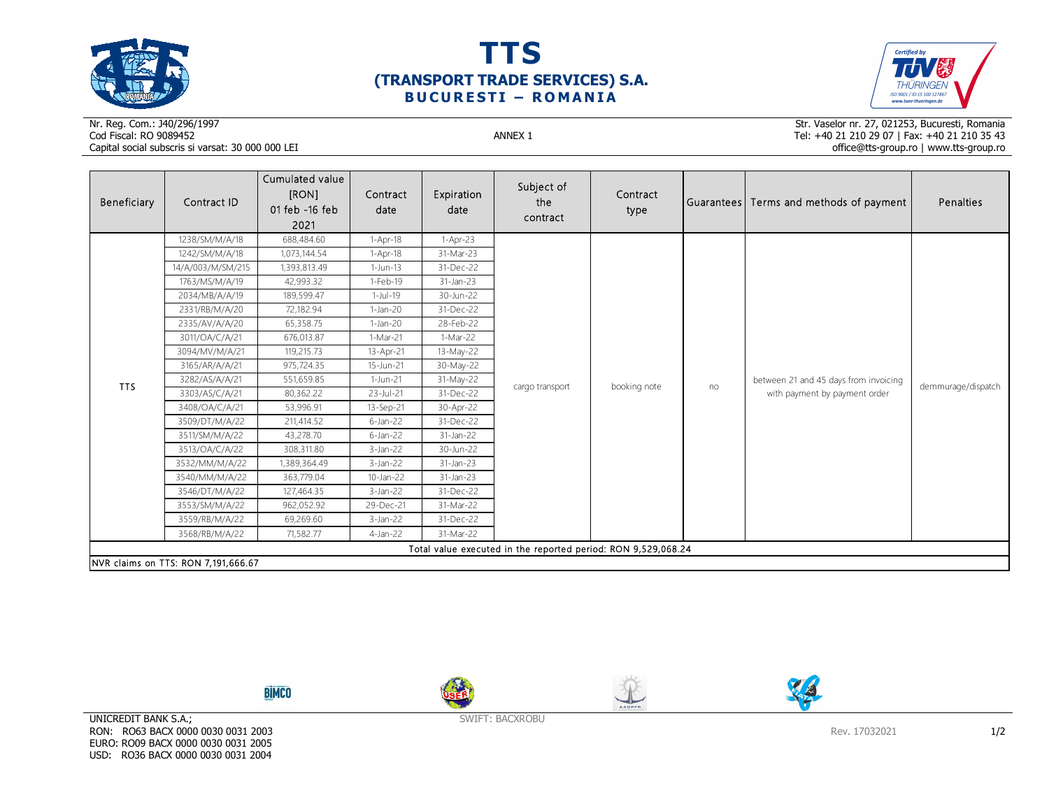# TTS
## (TRANSPORT TRADE SERVICES) S.A.
### BUCURESTI – ROMANIA

Nr. Reg. Com.: J40/296/1997
Cod Fiscal: RO 9089452
Capital social subscris si varsat: 30 000 000 LEI

ANNEX 1

Str. Vaselor nr. 27, 021253, Bucuresti, Romania
Tel: +40 21 210 29 07 | Fax: +40 21 210 35 43
office@tts-group.ro | www.tts-group.ro

| Beneficiary | Contract ID | Cumulated value [RON] 01 feb -16 feb 2021 | Contract date | Expiration date | Subject of the contract | Contract type | Guarantees | Terms and methods of payment | Penalties |
|---|---|---|---|---|---|---|---|---|---|
| TTS | 1238/SM/M/A/18 | 688,484.60 | 1-Apr-18 | 1-Apr-23 | cargo transport | booking note | no | between 21 and 45 days from invoicing with payment by payment order | demmurage/dispatch |
| | 1242/SM/M/A/18 | 1,073,144.54 | 1-Apr-18 | 31-Mar-23 | | | | | |
| | 14/A/003/M/SM/215 | 1,393,813.49 | 1-Jun-13 | 31-Dec-22 | | | | | |
| | 1763/MS/M/A/19 | 42,993.32 | 1-Feb-19 | 31-Jan-23 | | | | | |
| | 2034/MB/A/A/19 | 189,599.47 | 1-Jul-19 | 30-Jun-22 | | | | | |
| | 2331/RB/M/A/20 | 72,182.94 | 1-Jan-20 | 31-Dec-22 | | | | | |
| | 2335/AV/A/A/20 | 65,358.75 | 1-Jan-20 | 28-Feb-22 | | | | | |
| | 3011/OA/C/A/21 | 676,013.87 | 1-Mar-21 | 1-Mar-22 | | | | | |
| | 3094/MV/M/A/21 | 119,215.73 | 13-Apr-21 | 13-May-22 | | | | | |
| | 3165/AR/A/A/21 | 975,724.35 | 15-Jun-21 | 30-May-22 | | | | | |
| | 3282/AS/A/A/21 | 551,659.85 | 1-Jun-21 | 31-May-22 | | | | | |
| | 3303/AS/C/A/21 | 80,362.22 | 23-Jul-21 | 31-Dec-22 | | | | | |
| | 3408/OA/C/A/21 | 53,996.91 | 13-Sep-21 | 30-Apr-22 | | | | | |
| | 3509/DT/M/A/22 | 211,414.52 | 6-Jan-22 | 31-Dec-22 | | | | | |
| | 3511/SM/M/A/22 | 43,278.70 | 6-Jan-22 | 31-Jan-22 | | | | | |
| | 3513/OA/C/A/22 | 308,311.80 | 3-Jan-22 | 30-Jun-22 | | | | | |
| | 3532/MM/M/A/22 | 1,389,364.49 | 3-Jan-22 | 31-Jan-23 | | | | | |
| | 3540/MM/M/A/22 | 363,779.04 | 10-Jan-22 | 31-Jan-23 | | | | | |
| | 3546/DT/M/A/22 | 127,464.35 | 3-Jan-22 | 31-Dec-22 | | | | | |
| | 3553/SM/M/A/22 | 962,052.92 | 29-Dec-21 | 31-Mar-22 | | | | | |
| | 3559/RB/M/A/22 | 69,269.60 | 3-Jan-22 | 31-Dec-22 | | | | | |
| | 3568/RB/M/A/22 | 71,582.77 | 4-Jan-22 | 31-Mar-22 | | | | | |
| Total value executed in the reported period: RON 9,529,068.24 | | | | | | | | | |
| NVR claims on TTS: RON 7,191,666.67 | | | | | | | | | |

UNICREDIT BANK S.A.;
RON: RO63 BACX 0000 0030 0031 2003
EURO: RO09 BACX 0000 0030 0031 2005
USD: RO36 BACX 0000 0030 0031 2004

SWIFT: BACXROBU

Rev. 17032021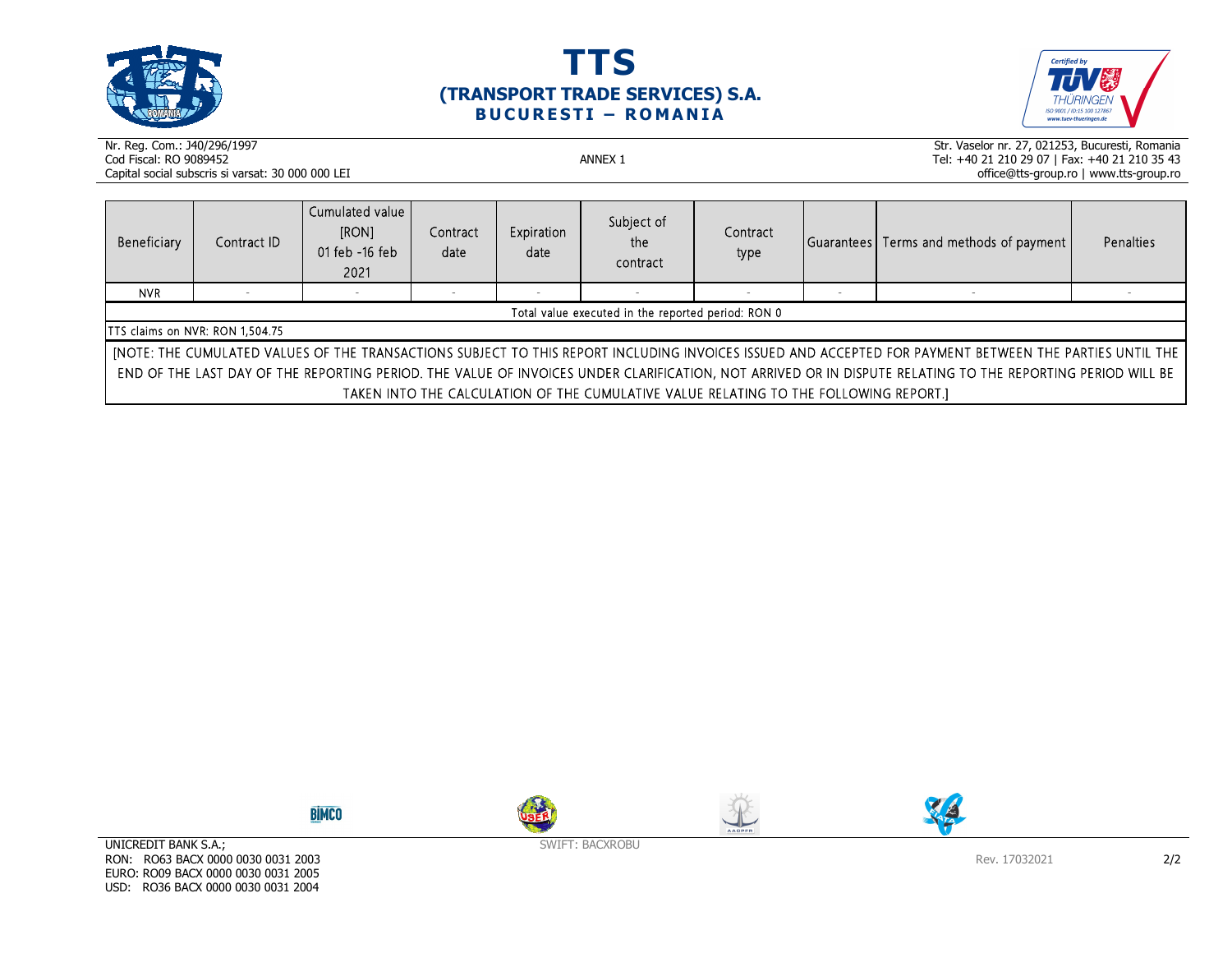# TTS
## (TRANSPORT TRADE SERVICES) S.A.
### BUCURESTI – ROMANIA

Nr. Reg. Com.: J40/296/1997
Cod Fiscal: RO 9089452
Capital social subscris si varsat: 30 000 000 LEI

Str. Vaselor nr. 27, 021253, Bucuresti, Romania
Tel: +40 21 210 29 07 | Fax: +40 21 210 35 43
office@tts-group.ro | www.tts-group.ro

ANNEX 1

| Beneficiary | Contract ID | Cumulated value [RON] 01 feb -16 feb 2021 | Contract date | Expiration date | Subject of the contract | Contract type | Guarantees | Terms and methods of payment | Penalties |
|---|---|---|---|---|---|---|---|---|---|
| NVR | - | - | - | - | - | - | - | - | - |
| Total value executed in the reported period: RON 0 | | | | | | | | | |
| TTS claims on NVR: RON 1,504.75 | | | | | | | | | |

[NOTE: THE CUMULATED VALUES OF THE TRANSACTIONS SUBJECT TO THIS REPORT INCLUDING INVOICES ISSUED AND ACCEPTED FOR PAYMENT BETWEEN THE PARTIES UNTIL THE END OF THE LAST DAY OF THE REPORTING PERIOD. THE VALUE OF INVOICES UNDER CLARIFICATION, NOT ARRIVED OR IN DISPUTE RELATING TO THE REPORTING PERIOD WILL BE TAKEN INTO THE CALCULATION OF THE CUMULATIVE VALUE RELATING TO THE FOLLOWING REPORT.]

UNICREDIT BANK S.A.;
RON: RO63 BACX 0000 0030 0031 2003
EURO: RO09 BACX 0000 0030 0031 2005
USD: RO36 BACX 0000 0030 0031 2004

SWIFT: BACXROBU

Rev. 17032021